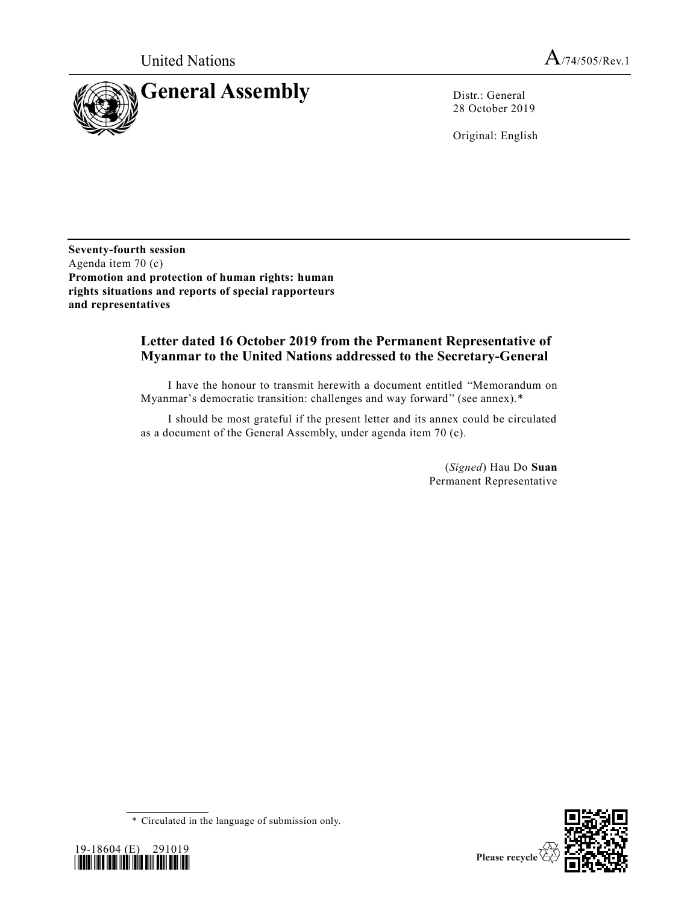United Nations

A/74/505/Rev.1

# General Assembly

Distr.: General
28 October 2019

Original: English

**Seventy-fourth session**
Agenda item 70 (c)
**Promotion and protection of human rights: human rights situations and reports of special rapporteurs and representatives**

## Letter dated 16 October 2019 from the Permanent Representative of Myanmar to the United Nations addressed to the Secretary-General

I have the honour to transmit herewith a document entitled "Memorandum on Myanmar's democratic transition: challenges and way forward" (see annex).*

I should be most grateful if the present letter and its annex could be circulated as a document of the General Assembly, under agenda item 70 (c).

(*Signed*) Hau Do **Suan**
Permanent Representative

\* Circulated in the language of submission only.

19-18604 (E) 291019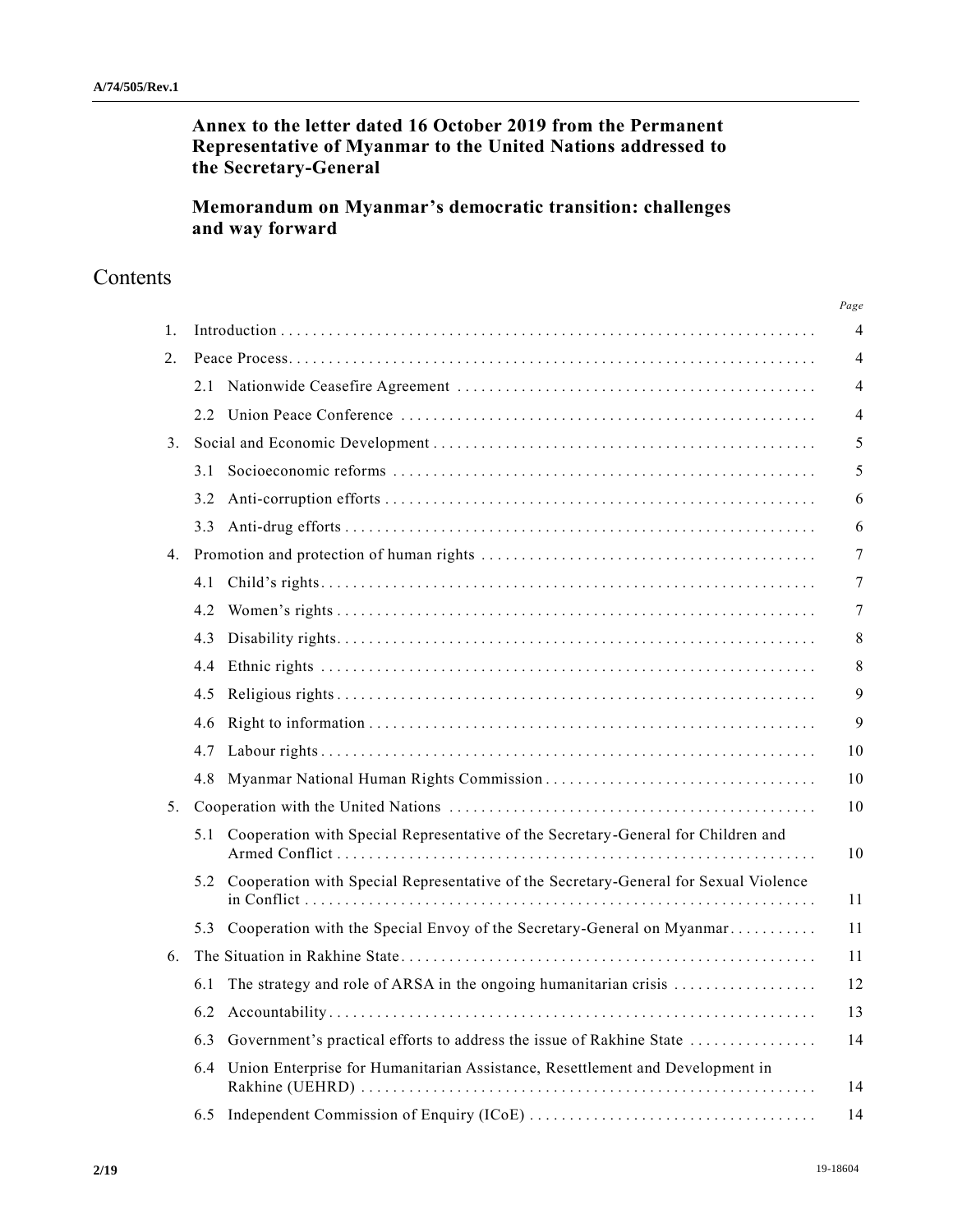**Annex to the letter dated 16 October 2019 from the Permanent Representative of Myanmar to the United Nations addressed to the Secretary-General**

**Memorandum on Myanmar's democratic transition: challenges and way forward**

# Contents

| | | Page |
|---|---|---|
| 1. | Introduction | 4 |
| 2. | Peace Process | 4 |
| | 2.1 Nationwide Ceasefire Agreement | 4 |
| | 2.2 Union Peace Conference | 4 |
| 3. | Social and Economic Development | 5 |
| | 3.1 Socioeconomic reforms | 5 |
| | 3.2 Anti-corruption efforts | 6 |
| | 3.3 Anti-drug efforts | 6 |
| 4. | Promotion and protection of human rights | 7 |
| | 4.1 Child's rights | 7 |
| | 4.2 Women's rights | 7 |
| | 4.3 Disability rights | 8 |
| | 4.4 Ethnic rights | 8 |
| | 4.5 Religious rights | 9 |
| | 4.6 Right to information | 9 |
| | 4.7 Labour rights | 10 |
| | 4.8 Myanmar National Human Rights Commission | 10 |
| 5. | Cooperation with the United Nations | 10 |
| | 5.1 Cooperation with Special Representative of the Secretary-General for Children and Armed Conflict | 10 |
| | 5.2 Cooperation with Special Representative of the Secretary-General for Sexual Violence in Conflict | 11 |
| | 5.3 Cooperation with the Special Envoy of the Secretary-General on Myanmar | 11 |
| 6. | The Situation in Rakhine State | 11 |
| | 6.1 The strategy and role of ARSA in the ongoing humanitarian crisis | 12 |
| | 6.2 Accountability | 13 |
| | 6.3 Government's practical efforts to address the issue of Rakhine State | 14 |
| | 6.4 Union Enterprise for Humanitarian Assistance, Resettlement and Development in Rakhine (UEHRD) | 14 |
| | 6.5 Independent Commission of Enquiry (ICoE) | 14 |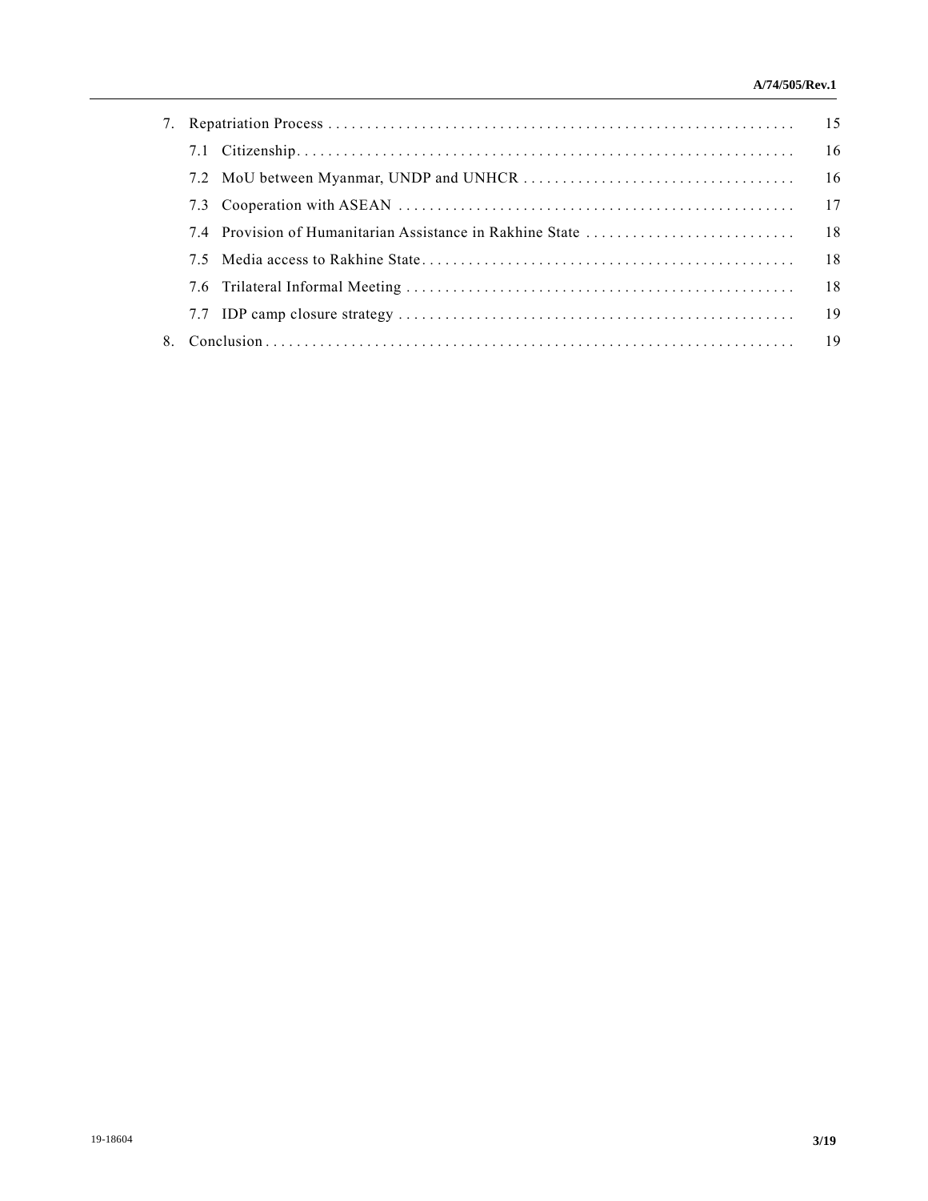| | | |
|---|---|---|
| 7. | Repatriation Process | 15 |
| | 7.1 Citizenship | 16 |
| | 7.2 MoU between Myanmar, UNDP and UNHCR | 16 |
| | 7.3 Cooperation with ASEAN | 17 |
| | 7.4 Provision of Humanitarian Assistance in Rakhine State | 18 |
| | 7.5 Media access to Rakhine State | 18 |
| | 7.6 Trilateral Informal Meeting | 18 |
| | 7.7 IDP camp closure strategy | 19 |
| 8. | Conclusion | 19 |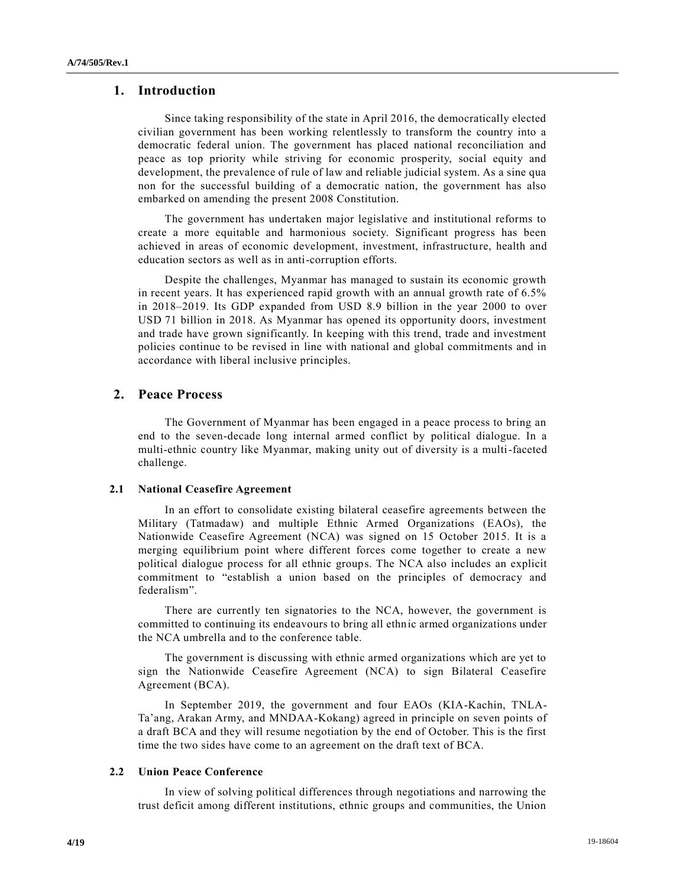## 1. Introduction

Since taking responsibility of the state in April 2016, the democratically elected civilian government has been working relentlessly to transform the country into a democratic federal union. The government has placed national reconciliation and peace as top priority while striving for economic prosperity, social equity and development, the prevalence of rule of law and reliable judicial system. As a sine qua non for the successful building of a democratic nation, the government has also embarked on amending the present 2008 Constitution.

The government has undertaken major legislative and institutional reforms to create a more equitable and harmonious society. Significant progress has been achieved in areas of economic development, investment, infrastructure, health and education sectors as well as in anti-corruption efforts.

Despite the challenges, Myanmar has managed to sustain its economic growth in recent years. It has experienced rapid growth with an annual growth rate of 6.5% in 2018–2019. Its GDP expanded from USD 8.9 billion in the year 2000 to over USD 71 billion in 2018. As Myanmar has opened its opportunity doors, investment and trade have grown significantly. In keeping with this trend, trade and investment policies continue to be revised in line with national and global commitments and in accordance with liberal inclusive principles.

## 2. Peace Process

The Government of Myanmar has been engaged in a peace process to bring an end to the seven-decade long internal armed conflict by political dialogue. In a multi-ethnic country like Myanmar, making unity out of diversity is a multi-faceted challenge.

### 2.1 National Ceasefire Agreement

In an effort to consolidate existing bilateral ceasefire agreements between the Military (Tatmadaw) and multiple Ethnic Armed Organizations (EAOs), the Nationwide Ceasefire Agreement (NCA) was signed on 15 October 2015. It is a merging equilibrium point where different forces come together to create a new political dialogue process for all ethnic groups. The NCA also includes an explicit commitment to "establish a union based on the principles of democracy and federalism".

There are currently ten signatories to the NCA, however, the government is committed to continuing its endeavours to bring all ethnic armed organizations under the NCA umbrella and to the conference table.

The government is discussing with ethnic armed organizations which are yet to sign the Nationwide Ceasefire Agreement (NCA) to sign Bilateral Ceasefire Agreement (BCA).

In September 2019, the government and four EAOs (KIA-Kachin, TNLA-Ta'ang, Arakan Army, and MNDAA-Kokang) agreed in principle on seven points of a draft BCA and they will resume negotiation by the end of October. This is the first time the two sides have come to an agreement on the draft text of BCA.

### 2.2 Union Peace Conference

In view of solving political differences through negotiations and narrowing the trust deficit among different institutions, ethnic groups and communities, the Union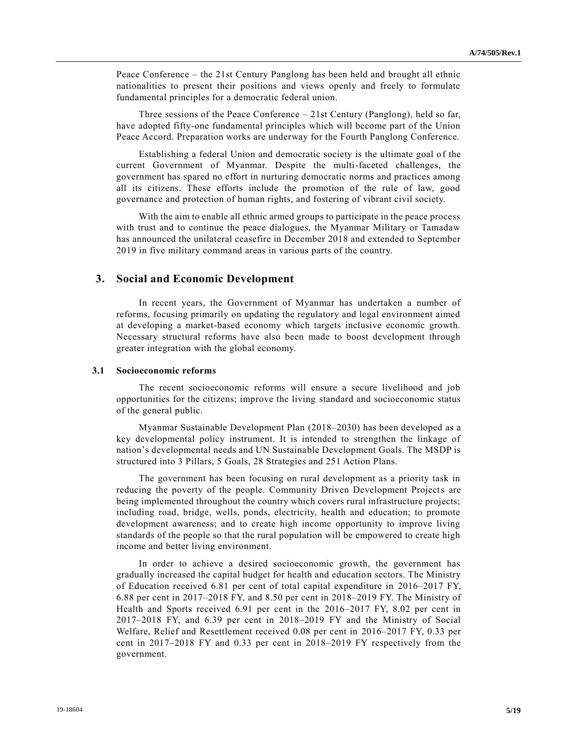Peace Conference – the 21st Century Panglong has been held and brought all ethnic nationalities to present their positions and views openly and freely to formulate fundamental principles for a democratic federal union.

Three sessions of the Peace Conference – 21st Century (Panglong), held so far, have adopted fifty-one fundamental principles which will become part of the Union Peace Accord. Preparation works are underway for the Fourth Panglong Conference.

Establishing a federal Union and democratic society is the ultimate goal of the current Government of Myanmar. Despite the multi-faceted challenges, the government has spared no effort in nurturing democratic norms and practices among all its citizens. These efforts include the promotion of the rule of law, good governance and protection of human rights, and fostering of vibrant civil society.

With the aim to enable all ethnic armed groups to participate in the peace process with trust and to continue the peace dialogues, the Myanmar Military or Tamadaw has announced the unilateral ceasefire in December 2018 and extended to September 2019 in five military command areas in various parts of the country.

## 3. Social and Economic Development

In recent years, the Government of Myanmar has undertaken a number of reforms, focusing primarily on updating the regulatory and legal environment aimed at developing a market-based economy which targets inclusive economic growth. Necessary structural reforms have also been made to boost development through greater integration with the global economy.

### 3.1 Socioeconomic reforms

The recent socioeconomic reforms will ensure a secure livelihood and job opportunities for the citizens; improve the living standard and socioeconomic status of the general public.

Myanmar Sustainable Development Plan (2018–2030) has been developed as a key developmental policy instrument. It is intended to strengthen the linkage of nation's developmental needs and UN Sustainable Development Goals. The MSDP is structured into 3 Pillars, 5 Goals, 28 Strategies and 251 Action Plans.

The government has been focusing on rural development as a priority task in reducing the poverty of the people. Community Driven Development Projects are being implemented throughout the country which covers rural infrastructure projects; including road, bridge, wells, ponds, electricity, health and education; to promote development awareness; and to create high income opportunity to improve living standards of the people so that the rural population will be empowered to create high income and better living environment.

In order to achieve a desired socioeconomic growth, the government has gradually increased the capital budget for health and education sectors. The Ministry of Education received 6.81 per cent of total capital expenditure in 2016–2017 FY, 6.88 per cent in 2017–2018 FY, and 8.50 per cent in 2018–2019 FY. The Ministry of Health and Sports received 6.91 per cent in the 2016–2017 FY, 8.02 per cent in 2017–2018 FY, and 6.39 per cent in 2018–2019 FY and the Ministry of Social Welfare, Relief and Resettlement received 0.08 per cent in 2016–2017 FY, 0.33 per cent in 2017–2018 FY and 0.33 per cent in 2018–2019 FY respectively from the government.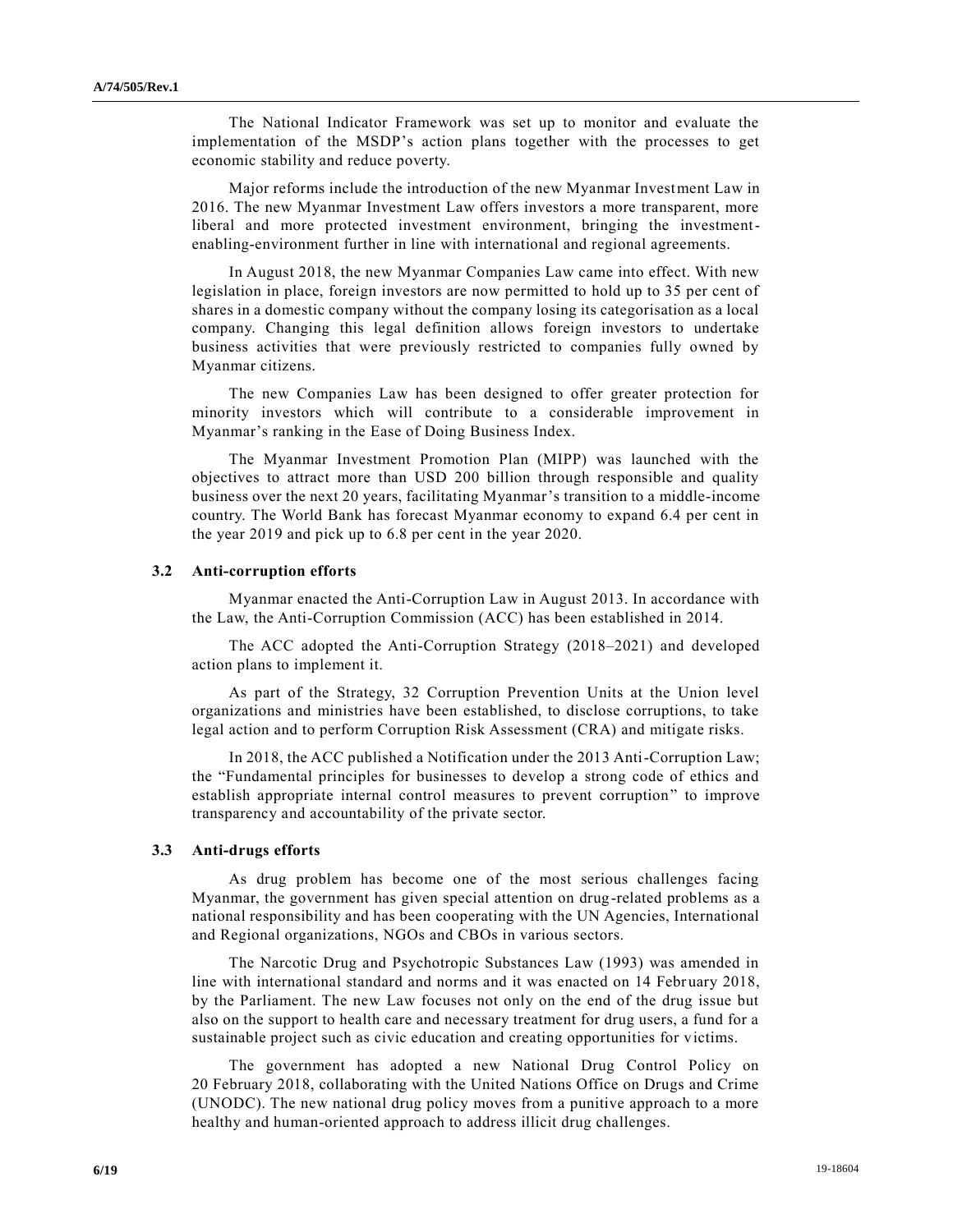The National Indicator Framework was set up to monitor and evaluate the implementation of the MSDP's action plans together with the processes to get economic stability and reduce poverty.

Major reforms include the introduction of the new Myanmar Investment Law in 2016. The new Myanmar Investment Law offers investors a more transparent, more liberal and more protected investment environment, bringing the investment-enabling-environment further in line with international and regional agreements.

In August 2018, the new Myanmar Companies Law came into effect. With new legislation in place, foreign investors are now permitted to hold up to 35 per cent of shares in a domestic company without the company losing its categorisation as a local company. Changing this legal definition allows foreign investors to undertake business activities that were previously restricted to companies fully owned by Myanmar citizens.

The new Companies Law has been designed to offer greater protection for minority investors which will contribute to a considerable improvement in Myanmar's ranking in the Ease of Doing Business Index.

The Myanmar Investment Promotion Plan (MIPP) was launched with the objectives to attract more than USD 200 billion through responsible and quality business over the next 20 years, facilitating Myanmar's transition to a middle-income country. The World Bank has forecast Myanmar economy to expand 6.4 per cent in the year 2019 and pick up to 6.8 per cent in the year 2020.

### 3.2 Anti-corruption efforts

Myanmar enacted the Anti-Corruption Law in August 2013. In accordance with the Law, the Anti-Corruption Commission (ACC) has been established in 2014.

The ACC adopted the Anti-Corruption Strategy (2018–2021) and developed action plans to implement it.

As part of the Strategy, 32 Corruption Prevention Units at the Union level organizations and ministries have been established, to disclose corruptions, to take legal action and to perform Corruption Risk Assessment (CRA) and mitigate risks.

In 2018, the ACC published a Notification under the 2013 Anti-Corruption Law; the "Fundamental principles for businesses to develop a strong code of ethics and establish appropriate internal control measures to prevent corruption" to improve transparency and accountability of the private sector.

### 3.3 Anti-drugs efforts

As drug problem has become one of the most serious challenges facing Myanmar, the government has given special attention on drug-related problems as a national responsibility and has been cooperating with the UN Agencies, International and Regional organizations, NGOs and CBOs in various sectors.

The Narcotic Drug and Psychotropic Substances Law (1993) was amended in line with international standard and norms and it was enacted on 14 February 2018, by the Parliament. The new Law focuses not only on the end of the drug issue but also on the support to health care and necessary treatment for drug users, a fund for a sustainable project such as civic education and creating opportunities for victims.

The government has adopted a new National Drug Control Policy on 20 February 2018, collaborating with the United Nations Office on Drugs and Crime (UNODC). The new national drug policy moves from a punitive approach to a more healthy and human-oriented approach to address illicit drug challenges.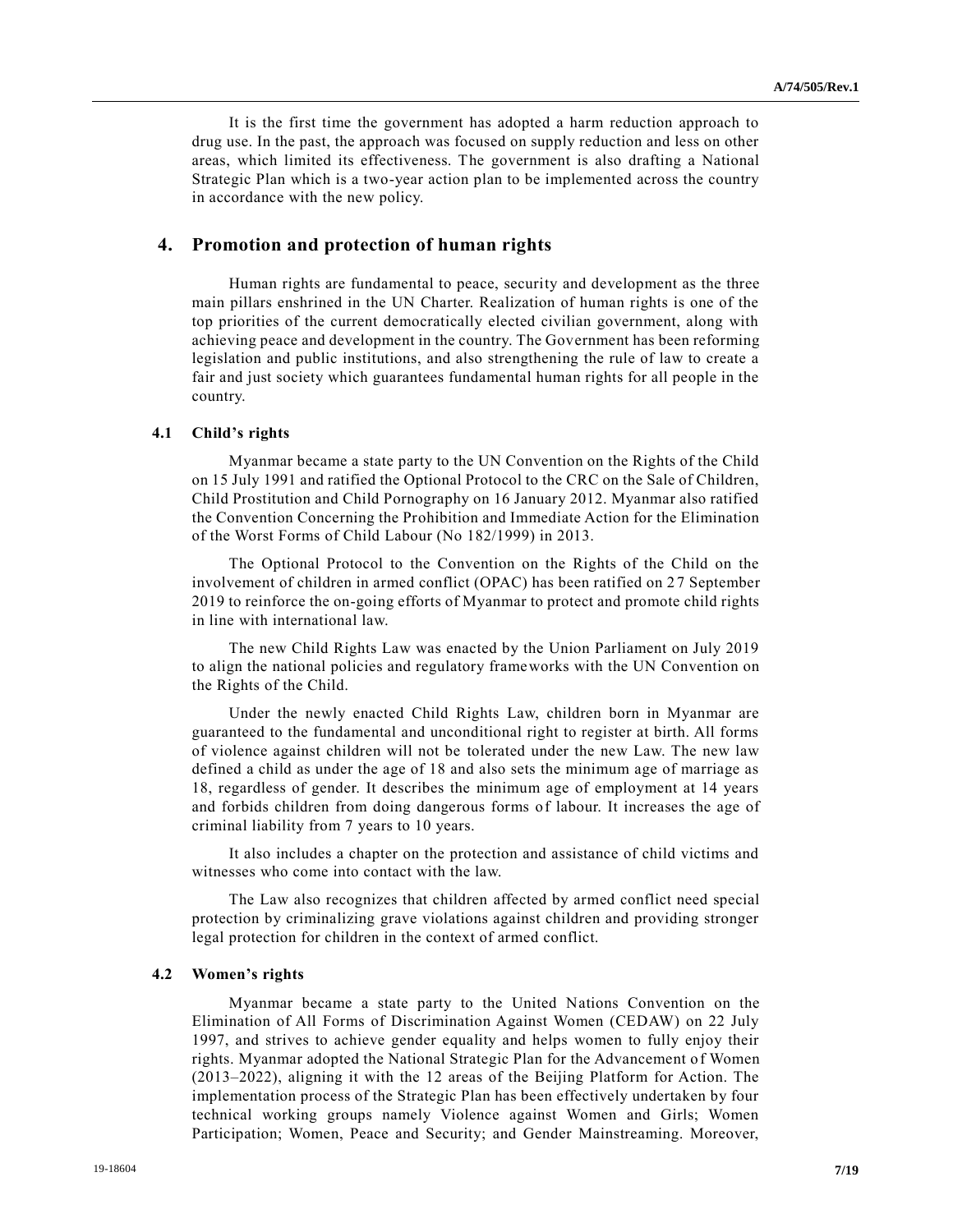It is the first time the government has adopted a harm reduction approach to drug use. In the past, the approach was focused on supply reduction and less on other areas, which limited its effectiveness. The government is also drafting a National Strategic Plan which is a two-year action plan to be implemented across the country in accordance with the new policy.

## 4. Promotion and protection of human rights

Human rights are fundamental to peace, security and development as the three main pillars enshrined in the UN Charter. Realization of human rights is one of the top priorities of the current democratically elected civilian government, along with achieving peace and development in the country. The Government has been reforming legislation and public institutions, and also strengthening the rule of law to create a fair and just society which guarantees fundamental human rights for all people in the country.

### 4.1 Child's rights

Myanmar became a state party to the UN Convention on the Rights of the Child on 15 July 1991 and ratified the Optional Protocol to the CRC on the Sale of Children, Child Prostitution and Child Pornography on 16 January 2012. Myanmar also ratified the Convention Concerning the Prohibition and Immediate Action for the Elimination of the Worst Forms of Child Labour (No 182/1999) in 2013.

The Optional Protocol to the Convention on the Rights of the Child on the involvement of children in armed conflict (OPAC) has been ratified on 27 September 2019 to reinforce the on-going efforts of Myanmar to protect and promote child rights in line with international law.

The new Child Rights Law was enacted by the Union Parliament on July 2019 to align the national policies and regulatory frameworks with the UN Convention on the Rights of the Child.

Under the newly enacted Child Rights Law, children born in Myanmar are guaranteed to the fundamental and unconditional right to register at birth. All forms of violence against children will not be tolerated under the new Law. The new law defined a child as under the age of 18 and also sets the minimum age of marriage as 18, regardless of gender. It describes the minimum age of employment at 14 years and forbids children from doing dangerous forms of labour. It increases the age of criminal liability from 7 years to 10 years.

It also includes a chapter on the protection and assistance of child victims and witnesses who come into contact with the law.

The Law also recognizes that children affected by armed conflict need special protection by criminalizing grave violations against children and providing stronger legal protection for children in the context of armed conflict.

### 4.2 Women's rights

Myanmar became a state party to the United Nations Convention on the Elimination of All Forms of Discrimination Against Women (CEDAW) on 22 July 1997, and strives to achieve gender equality and helps women to fully enjoy their rights. Myanmar adopted the National Strategic Plan for the Advancement of Women (2013–2022), aligning it with the 12 areas of the Beijing Platform for Action. The implementation process of the Strategic Plan has been effectively undertaken by four technical working groups namely Violence against Women and Girls; Women Participation; Women, Peace and Security; and Gender Mainstreaming. Moreover,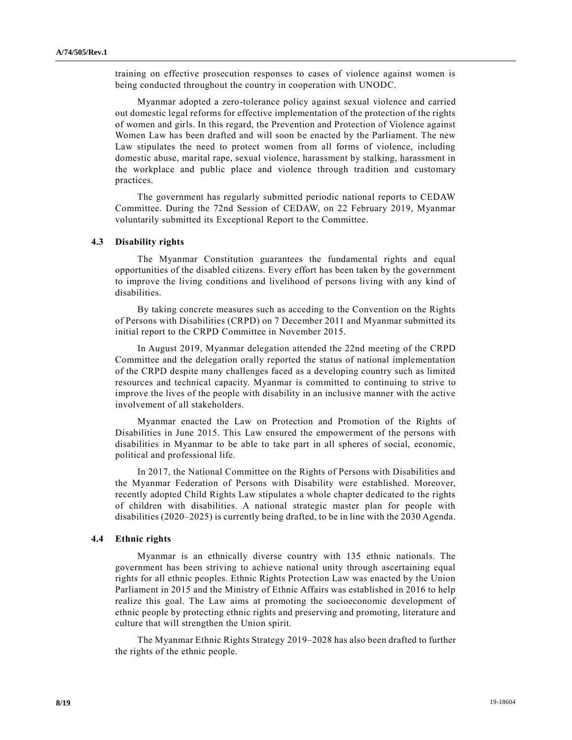training on effective prosecution responses to cases of violence against women is being conducted throughout the country in cooperation with UNODC.

Myanmar adopted a zero-tolerance policy against sexual violence and carried out domestic legal reforms for effective implementation of the protection of the rights of women and girls. In this regard, the Prevention and Protection of Violence against Women Law has been drafted and will soon be enacted by the Parliament. The new Law stipulates the need to protect women from all forms of violence, including domestic abuse, marital rape, sexual violence, harassment by stalking, harassment in the workplace and public place and violence through tradition and customary practices.

The government has regularly submitted periodic national reports to CEDAW Committee. During the 72nd Session of CEDAW, on 22 February 2019, Myanmar voluntarily submitted its Exceptional Report to the Committee.

### 4.3 Disability rights

The Myanmar Constitution guarantees the fundamental rights and equal opportunities of the disabled citizens. Every effort has been taken by the government to improve the living conditions and livelihood of persons living with any kind of disabilities.

By taking concrete measures such as acceding to the Convention on the Rights of Persons with Disabilities (CRPD) on 7 December 2011 and Myanmar submitted its initial report to the CRPD Committee in November 2015.

In August 2019, Myanmar delegation attended the 22nd meeting of the CRPD Committee and the delegation orally reported the status of national implementation of the CRPD despite many challenges faced as a developing country such as limited resources and technical capacity. Myanmar is committed to continuing to strive to improve the lives of the people with disability in an inclusive manner with the active involvement of all stakeholders.

Myanmar enacted the Law on Protection and Promotion of the Rights of Disabilities in June 2015. This Law ensured the empowerment of the persons with disabilities in Myanmar to be able to take part in all spheres of social, economic, political and professional life.

In 2017, the National Committee on the Rights of Persons with Disabilities and the Myanmar Federation of Persons with Disability were established. Moreover, recently adopted Child Rights Law stipulates a whole chapter dedicated to the rights of children with disabilities. A national strategic master plan for people with disabilities (2020–2025) is currently being drafted, to be in line with the 2030 Agenda.

### 4.4 Ethnic rights

Myanmar is an ethnically diverse country with 135 ethnic nationals. The government has been striving to achieve national unity through ascertaining equal rights for all ethnic peoples. Ethnic Rights Protection Law was enacted by the Union Parliament in 2015 and the Ministry of Ethnic Affairs was established in 2016 to help realize this goal. The Law aims at promoting the socioeconomic development of ethnic people by protecting ethnic rights and preserving and promoting, literature and culture that will strengthen the Union spirit.

The Myanmar Ethnic Rights Strategy 2019–2028 has also been drafted to further the rights of the ethnic people.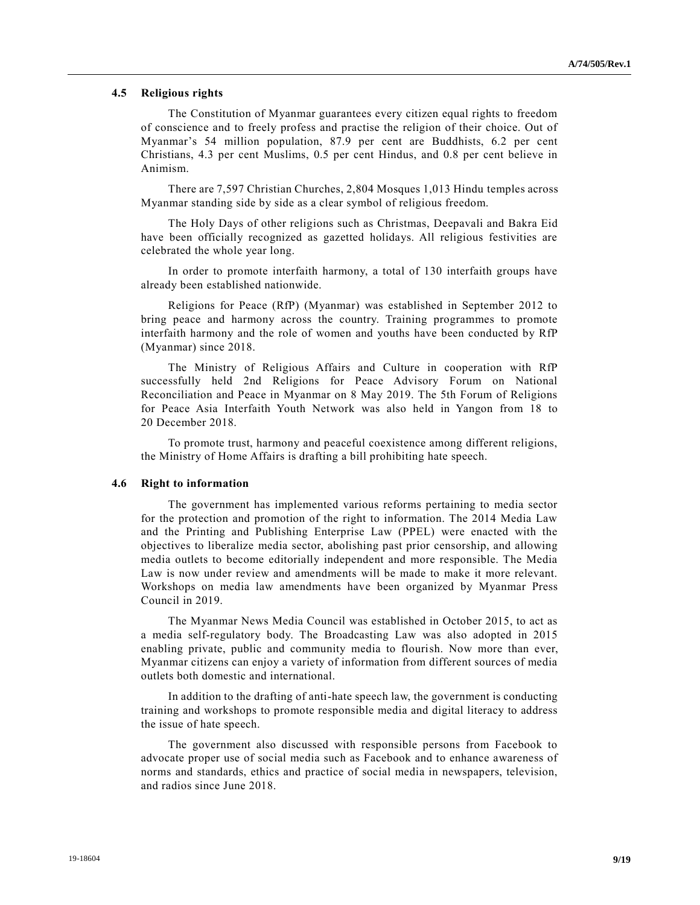### 4.5 Religious rights

The Constitution of Myanmar guarantees every citizen equal rights to freedom of conscience and to freely profess and practise the religion of their choice. Out of Myanmar's 54 million population, 87.9 per cent are Buddhists, 6.2 per cent Christians, 4.3 per cent Muslims, 0.5 per cent Hindus, and 0.8 per cent believe in Animism.

There are 7,597 Christian Churches, 2,804 Mosques 1,013 Hindu temples across Myanmar standing side by side as a clear symbol of religious freedom.

The Holy Days of other religions such as Christmas, Deepavali and Bakra Eid have been officially recognized as gazetted holidays. All religious festivities are celebrated the whole year long.

In order to promote interfaith harmony, a total of 130 interfaith groups have already been established nationwide.

Religions for Peace (RfP) (Myanmar) was established in September 2012 to bring peace and harmony across the country. Training programmes to promote interfaith harmony and the role of women and youths have been conducted by RfP (Myanmar) since 2018.

The Ministry of Religious Affairs and Culture in cooperation with RfP successfully held 2nd Religions for Peace Advisory Forum on National Reconciliation and Peace in Myanmar on 8 May 2019. The 5th Forum of Religions for Peace Asia Interfaith Youth Network was also held in Yangon from 18 to 20 December 2018.

To promote trust, harmony and peaceful coexistence among different religions, the Ministry of Home Affairs is drafting a bill prohibiting hate speech.

### 4.6 Right to information

The government has implemented various reforms pertaining to media sector for the protection and promotion of the right to information. The 2014 Media Law and the Printing and Publishing Enterprise Law (PPEL) were enacted with the objectives to liberalize media sector, abolishing past prior censorship, and allowing media outlets to become editorially independent and more responsible. The Media Law is now under review and amendments will be made to make it more relevant. Workshops on media law amendments have been organized by Myanmar Press Council in 2019.

The Myanmar News Media Council was established in October 2015, to act as a media self-regulatory body. The Broadcasting Law was also adopted in 2015 enabling private, public and community media to flourish. Now more than ever, Myanmar citizens can enjoy a variety of information from different sources of media outlets both domestic and international.

In addition to the drafting of anti-hate speech law, the government is conducting training and workshops to promote responsible media and digital literacy to address the issue of hate speech.

The government also discussed with responsible persons from Facebook to advocate proper use of social media such as Facebook and to enhance awareness of norms and standards, ethics and practice of social media in newspapers, television, and radios since June 2018.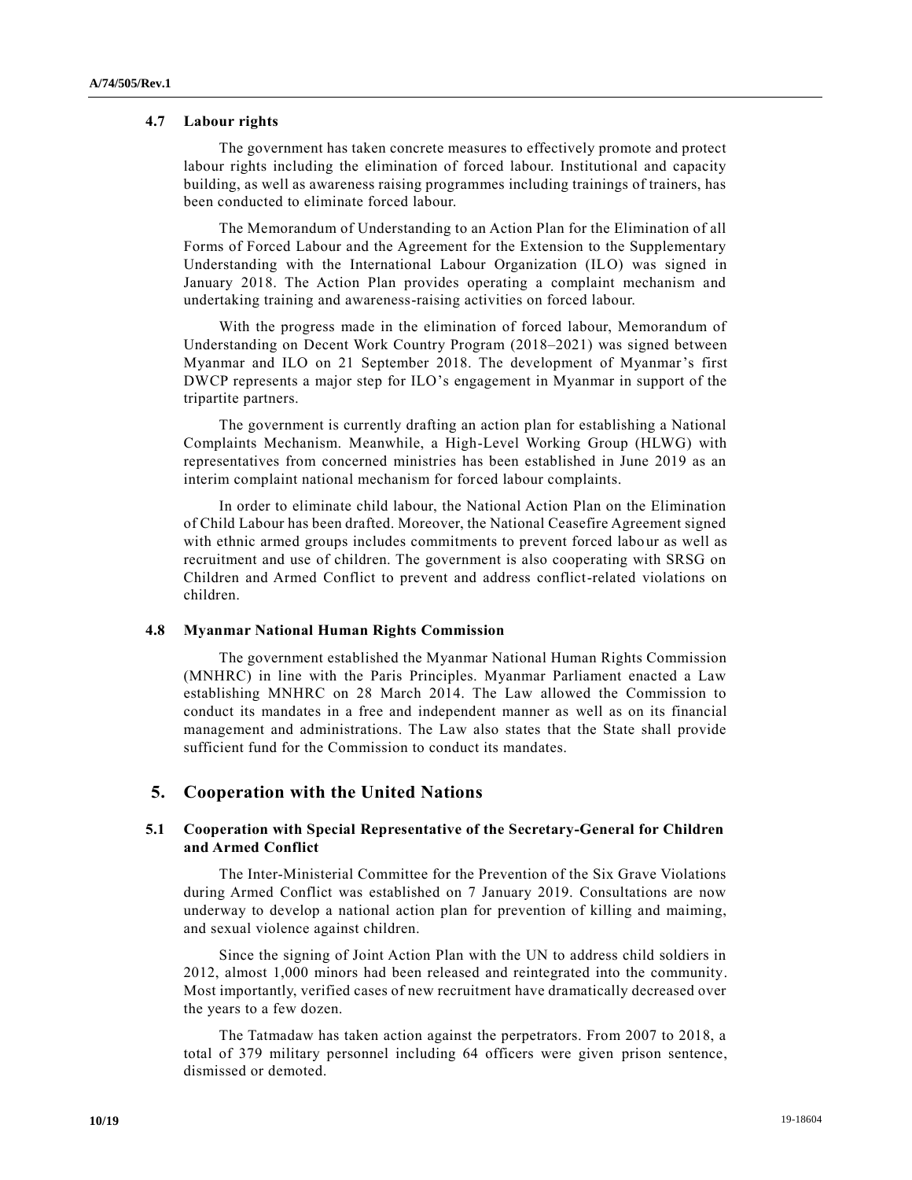### 4.7 Labour rights

The government has taken concrete measures to effectively promote and protect labour rights including the elimination of forced labour. Institutional and capacity building, as well as awareness raising programmes including trainings of trainers, has been conducted to eliminate forced labour.

The Memorandum of Understanding to an Action Plan for the Elimination of all Forms of Forced Labour and the Agreement for the Extension to the Supplementary Understanding with the International Labour Organization (ILO) was signed in January 2018. The Action Plan provides operating a complaint mechanism and undertaking training and awareness-raising activities on forced labour.

With the progress made in the elimination of forced labour, Memorandum of Understanding on Decent Work Country Program (2018–2021) was signed between Myanmar and ILO on 21 September 2018. The development of Myanmar's first DWCP represents a major step for ILO's engagement in Myanmar in support of the tripartite partners.

The government is currently drafting an action plan for establishing a National Complaints Mechanism. Meanwhile, a High-Level Working Group (HLWG) with representatives from concerned ministries has been established in June 2019 as an interim complaint national mechanism for forced labour complaints.

In order to eliminate child labour, the National Action Plan on the Elimination of Child Labour has been drafted. Moreover, the National Ceasefire Agreement signed with ethnic armed groups includes commitments to prevent forced labour as well as recruitment and use of children. The government is also cooperating with SRSG on Children and Armed Conflict to prevent and address conflict-related violations on children.

### 4.8 Myanmar National Human Rights Commission

The government established the Myanmar National Human Rights Commission (MNHRC) in line with the Paris Principles. Myanmar Parliament enacted a Law establishing MNHRC on 28 March 2014. The Law allowed the Commission to conduct its mandates in a free and independent manner as well as on its financial management and administrations. The Law also states that the State shall provide sufficient fund for the Commission to conduct its mandates.

## 5. Cooperation with the United Nations

### 5.1 Cooperation with Special Representative of the Secretary-General for Children and Armed Conflict

The Inter-Ministerial Committee for the Prevention of the Six Grave Violations during Armed Conflict was established on 7 January 2019. Consultations are now underway to develop a national action plan for prevention of killing and maiming, and sexual violence against children.

Since the signing of Joint Action Plan with the UN to address child soldiers in 2012, almost 1,000 minors had been released and reintegrated into the community. Most importantly, verified cases of new recruitment have dramatically decreased over the years to a few dozen.

The Tatmadaw has taken action against the perpetrators. From 2007 to 2018, a total of 379 military personnel including 64 officers were given prison sentence, dismissed or demoted.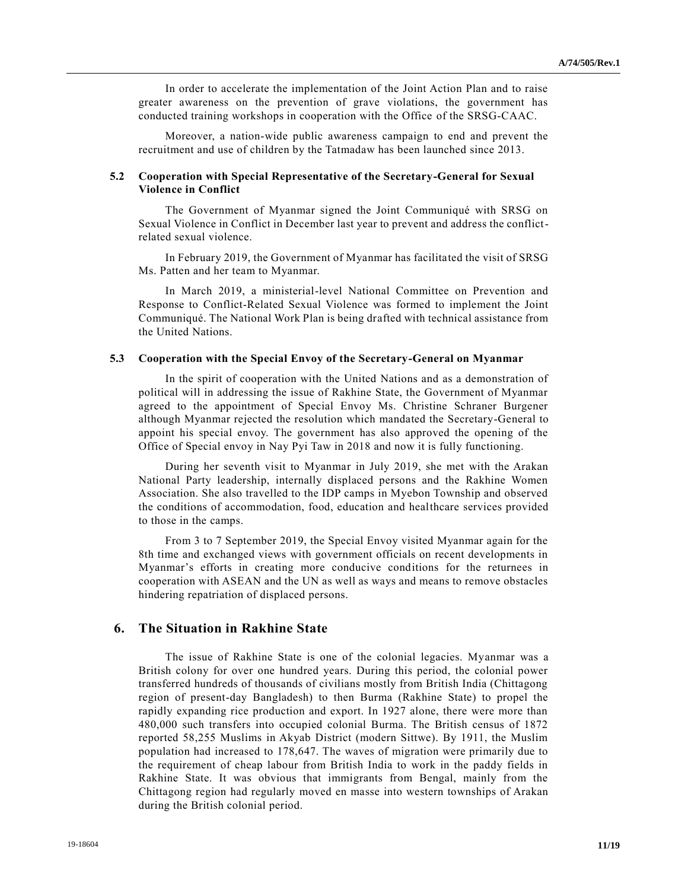In order to accelerate the implementation of the Joint Action Plan and to raise greater awareness on the prevention of grave violations, the government has conducted training workshops in cooperation with the Office of the SRSG-CAAC.

Moreover, a nation-wide public awareness campaign to end and prevent the recruitment and use of children by the Tatmadaw has been launched since 2013.

### 5.2 Cooperation with Special Representative of the Secretary-General for Sexual Violence in Conflict

The Government of Myanmar signed the Joint Communiqué with SRSG on Sexual Violence in Conflict in December last year to prevent and address the conflict-related sexual violence.

In February 2019, the Government of Myanmar has facilitated the visit of SRSG Ms. Patten and her team to Myanmar.

In March 2019, a ministerial-level National Committee on Prevention and Response to Conflict-Related Sexual Violence was formed to implement the Joint Communiqué. The National Work Plan is being drafted with technical assistance from the United Nations.

### 5.3 Cooperation with the Special Envoy of the Secretary-General on Myanmar

In the spirit of cooperation with the United Nations and as a demonstration of political will in addressing the issue of Rakhine State, the Government of Myanmar agreed to the appointment of Special Envoy Ms. Christine Schraner Burgener although Myanmar rejected the resolution which mandated the Secretary-General to appoint his special envoy. The government has also approved the opening of the Office of Special envoy in Nay Pyi Taw in 2018 and now it is fully functioning.

During her seventh visit to Myanmar in July 2019, she met with the Arakan National Party leadership, internally displaced persons and the Rakhine Women Association. She also travelled to the IDP camps in Myebon Township and observed the conditions of accommodation, food, education and healthcare services provided to those in the camps.

From 3 to 7 September 2019, the Special Envoy visited Myanmar again for the 8th time and exchanged views with government officials on recent developments in Myanmar's efforts in creating more conducive conditions for the returnees in cooperation with ASEAN and the UN as well as ways and means to remove obstacles hindering repatriation of displaced persons.

## 6. The Situation in Rakhine State

The issue of Rakhine State is one of the colonial legacies. Myanmar was a British colony for over one hundred years. During this period, the colonial power transferred hundreds of thousands of civilians mostly from British India (Chittagong region of present-day Bangladesh) to then Burma (Rakhine State) to propel the rapidly expanding rice production and export. In 1927 alone, there were more than 480,000 such transfers into occupied colonial Burma. The British census of 1872 reported 58,255 Muslims in Akyab District (modern Sittwe). By 1911, the Muslim population had increased to 178,647. The waves of migration were primarily due to the requirement of cheap labour from British India to work in the paddy fields in Rakhine State. It was obvious that immigrants from Bengal, mainly from the Chittagong region had regularly moved en masse into western townships of Arakan during the British colonial period.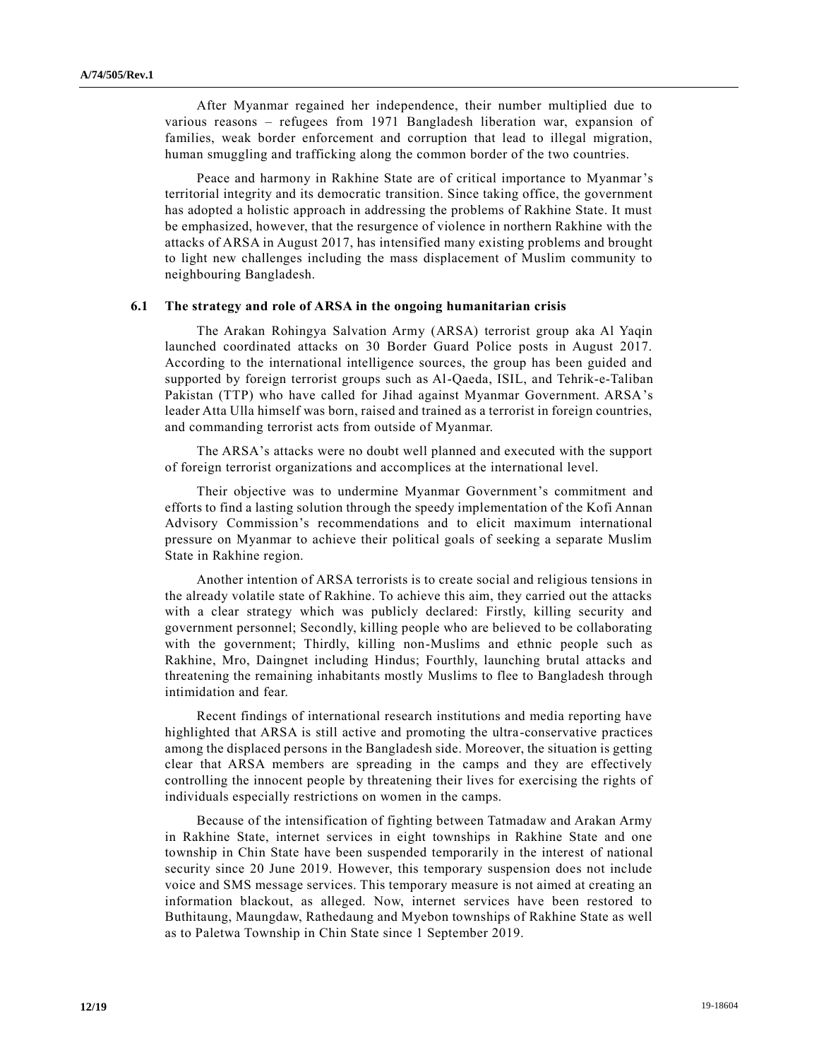After Myanmar regained her independence, their number multiplied due to various reasons – refugees from 1971 Bangladesh liberation war, expansion of families, weak border enforcement and corruption that lead to illegal migration, human smuggling and trafficking along the common border of the two countries.

Peace and harmony in Rakhine State are of critical importance to Myanmar's territorial integrity and its democratic transition. Since taking office, the government has adopted a holistic approach in addressing the problems of Rakhine State. It must be emphasized, however, that the resurgence of violence in northern Rakhine with the attacks of ARSA in August 2017, has intensified many existing problems and brought to light new challenges including the mass displacement of Muslim community to neighbouring Bangladesh.

### 6.1 The strategy and role of ARSA in the ongoing humanitarian crisis

The Arakan Rohingya Salvation Army (ARSA) terrorist group aka Al Yaqin launched coordinated attacks on 30 Border Guard Police posts in August 2017. According to the international intelligence sources, the group has been guided and supported by foreign terrorist groups such as Al-Qaeda, ISIL, and Tehrik-e-Taliban Pakistan (TTP) who have called for Jihad against Myanmar Government. ARSA's leader Atta Ulla himself was born, raised and trained as a terrorist in foreign countries, and commanding terrorist acts from outside of Myanmar.

The ARSA's attacks were no doubt well planned and executed with the support of foreign terrorist organizations and accomplices at the international level.

Their objective was to undermine Myanmar Government's commitment and efforts to find a lasting solution through the speedy implementation of the Kofi Annan Advisory Commission's recommendations and to elicit maximum international pressure on Myanmar to achieve their political goals of seeking a separate Muslim State in Rakhine region.

Another intention of ARSA terrorists is to create social and religious tensions in the already volatile state of Rakhine. To achieve this aim, they carried out the attacks with a clear strategy which was publicly declared: Firstly, killing security and government personnel; Secondly, killing people who are believed to be collaborating with the government; Thirdly, killing non-Muslims and ethnic people such as Rakhine, Mro, Daingnet including Hindus; Fourthly, launching brutal attacks and threatening the remaining inhabitants mostly Muslims to flee to Bangladesh through intimidation and fear.

Recent findings of international research institutions and media reporting have highlighted that ARSA is still active and promoting the ultra-conservative practices among the displaced persons in the Bangladesh side. Moreover, the situation is getting clear that ARSA members are spreading in the camps and they are effectively controlling the innocent people by threatening their lives for exercising the rights of individuals especially restrictions on women in the camps.

Because of the intensification of fighting between Tatmadaw and Arakan Army in Rakhine State, internet services in eight townships in Rakhine State and one township in Chin State have been suspended temporarily in the interest of national security since 20 June 2019. However, this temporary suspension does not include voice and SMS message services. This temporary measure is not aimed at creating an information blackout, as alleged. Now, internet services have been restored to Buthitaung, Maungdaw, Rathedaung and Myebon townships of Rakhine State as well as to Paletwa Township in Chin State since 1 September 2019.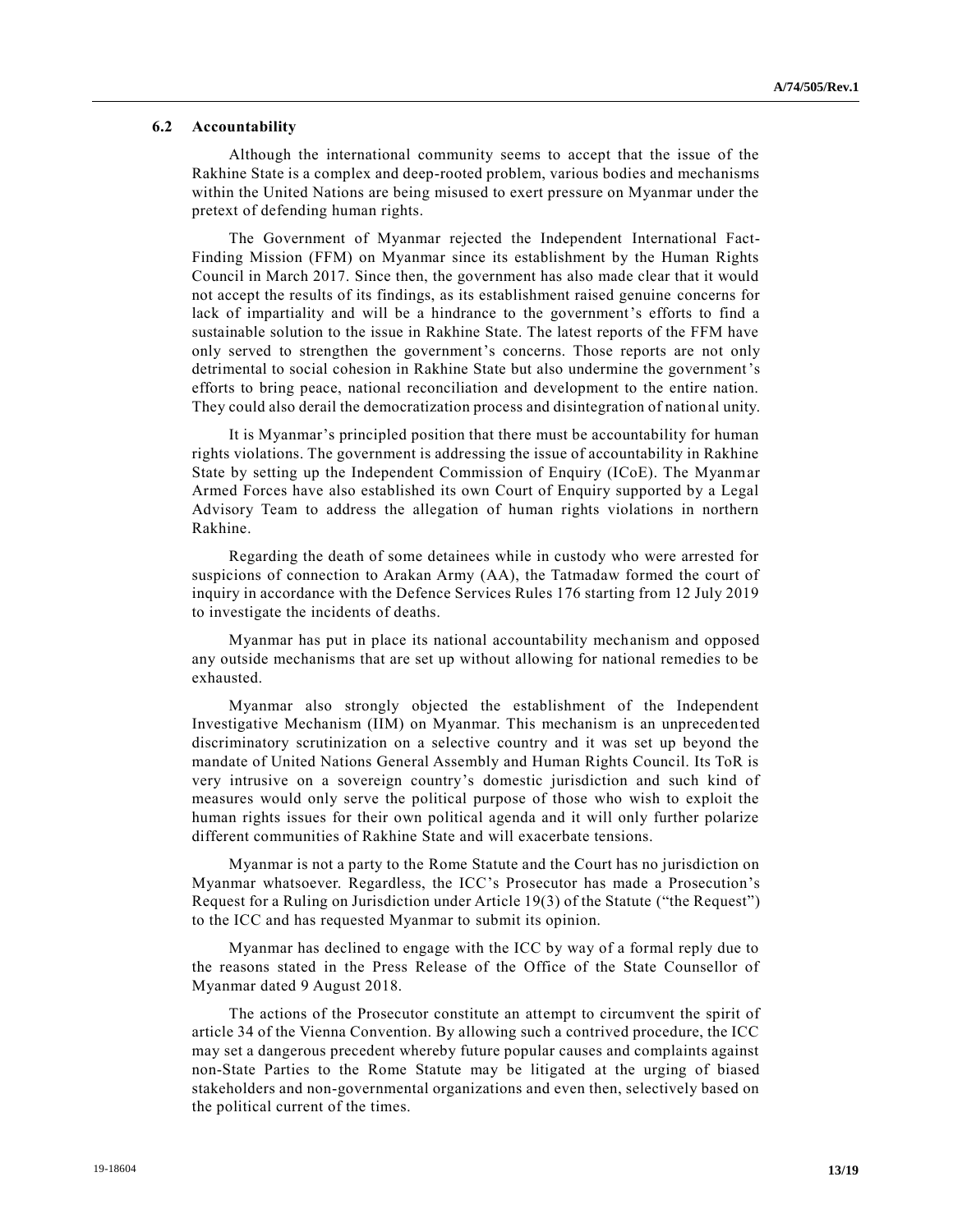### 6.2 Accountability

Although the international community seems to accept that the issue of the Rakhine State is a complex and deep-rooted problem, various bodies and mechanisms within the United Nations are being misused to exert pressure on Myanmar under the pretext of defending human rights.

The Government of Myanmar rejected the Independent International Fact-Finding Mission (FFM) on Myanmar since its establishment by the Human Rights Council in March 2017. Since then, the government has also made clear that it would not accept the results of its findings, as its establishment raised genuine concerns for lack of impartiality and will be a hindrance to the government's efforts to find a sustainable solution to the issue in Rakhine State. The latest reports of the FFM have only served to strengthen the government's concerns. Those reports are not only detrimental to social cohesion in Rakhine State but also undermine the government's efforts to bring peace, national reconciliation and development to the entire nation. They could also derail the democratization process and disintegration of national unity.

It is Myanmar's principled position that there must be accountability for human rights violations. The government is addressing the issue of accountability in Rakhine State by setting up the Independent Commission of Enquiry (ICoE). The Myanmar Armed Forces have also established its own Court of Enquiry supported by a Legal Advisory Team to address the allegation of human rights violations in northern Rakhine.

Regarding the death of some detainees while in custody who were arrested for suspicions of connection to Arakan Army (AA), the Tatmadaw formed the court of inquiry in accordance with the Defence Services Rules 176 starting from 12 July 2019 to investigate the incidents of deaths.

Myanmar has put in place its national accountability mechanism and opposed any outside mechanisms that are set up without allowing for national remedies to be exhausted.

Myanmar also strongly objected the establishment of the Independent Investigative Mechanism (IIM) on Myanmar. This mechanism is an unprecedented discriminatory scrutinization on a selective country and it was set up beyond the mandate of United Nations General Assembly and Human Rights Council. Its ToR is very intrusive on a sovereign country's domestic jurisdiction and such kind of measures would only serve the political purpose of those who wish to exploit the human rights issues for their own political agenda and it will only further polarize different communities of Rakhine State and will exacerbate tensions.

Myanmar is not a party to the Rome Statute and the Court has no jurisdiction on Myanmar whatsoever. Regardless, the ICC's Prosecutor has made a Prosecution's Request for a Ruling on Jurisdiction under Article 19(3) of the Statute ("the Request") to the ICC and has requested Myanmar to submit its opinion.

Myanmar has declined to engage with the ICC by way of a formal reply due to the reasons stated in the Press Release of the Office of the State Counsellor of Myanmar dated 9 August 2018.

The actions of the Prosecutor constitute an attempt to circumvent the spirit of article 34 of the Vienna Convention. By allowing such a contrived procedure, the ICC may set a dangerous precedent whereby future popular causes and complaints against non-State Parties to the Rome Statute may be litigated at the urging of biased stakeholders and non-governmental organizations and even then, selectively based on the political current of the times.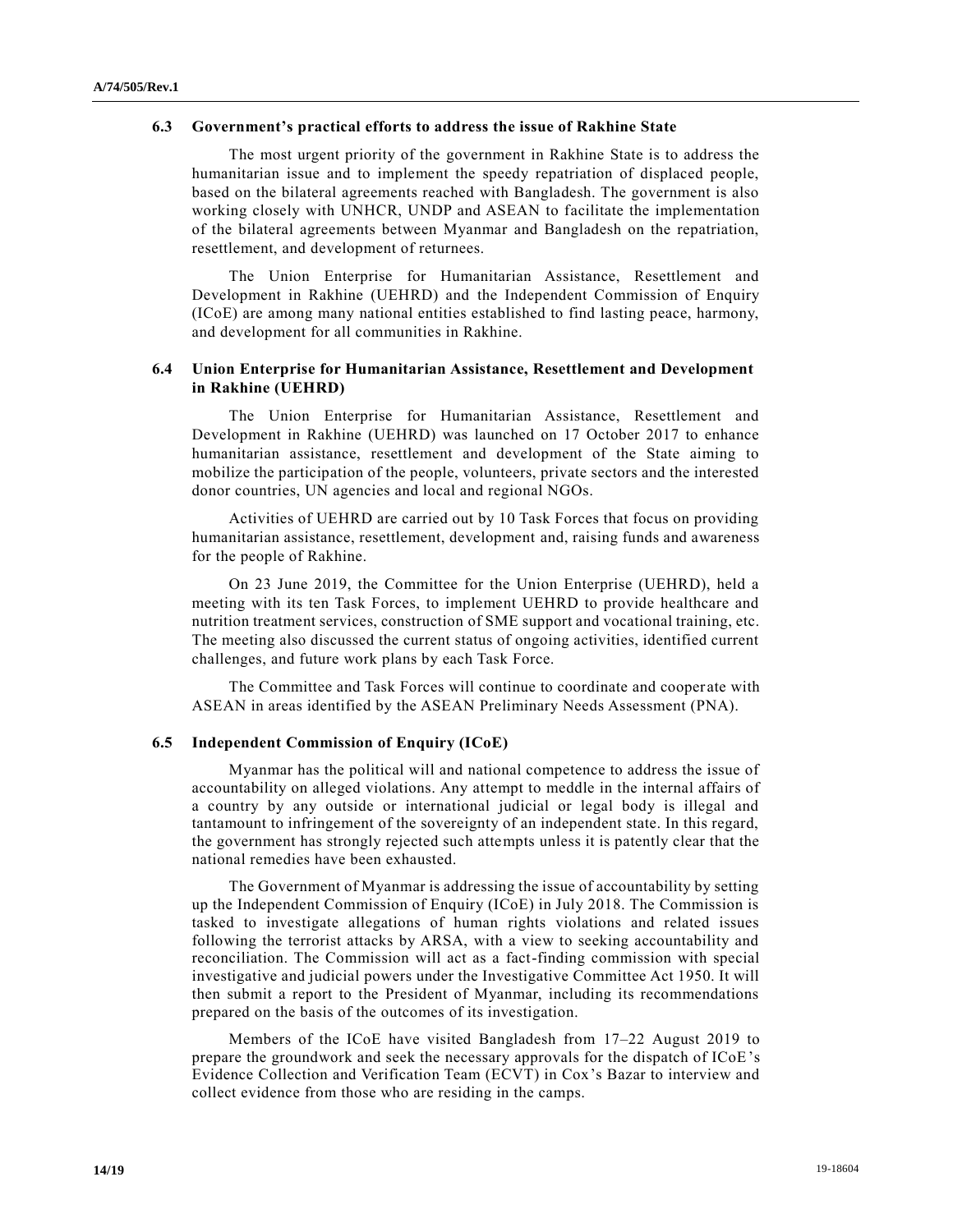### 6.3 Government's practical efforts to address the issue of Rakhine State

The most urgent priority of the government in Rakhine State is to address the humanitarian issue and to implement the speedy repatriation of displaced people, based on the bilateral agreements reached with Bangladesh. The government is also working closely with UNHCR, UNDP and ASEAN to facilitate the implementation of the bilateral agreements between Myanmar and Bangladesh on the repatriation, resettlement, and development of returnees.

The Union Enterprise for Humanitarian Assistance, Resettlement and Development in Rakhine (UEHRD) and the Independent Commission of Enquiry (ICoE) are among many national entities established to find lasting peace, harmony, and development for all communities in Rakhine.

### 6.4 Union Enterprise for Humanitarian Assistance, Resettlement and Development in Rakhine (UEHRD)

The Union Enterprise for Humanitarian Assistance, Resettlement and Development in Rakhine (UEHRD) was launched on 17 October 2017 to enhance humanitarian assistance, resettlement and development of the State aiming to mobilize the participation of the people, volunteers, private sectors and the interested donor countries, UN agencies and local and regional NGOs.

Activities of UEHRD are carried out by 10 Task Forces that focus on providing humanitarian assistance, resettlement, development and, raising funds and awareness for the people of Rakhine.

On 23 June 2019, the Committee for the Union Enterprise (UEHRD), held a meeting with its ten Task Forces, to implement UEHRD to provide healthcare and nutrition treatment services, construction of SME support and vocational training, etc. The meeting also discussed the current status of ongoing activities, identified current challenges, and future work plans by each Task Force.

The Committee and Task Forces will continue to coordinate and cooperate with ASEAN in areas identified by the ASEAN Preliminary Needs Assessment (PNA).

### 6.5 Independent Commission of Enquiry (ICoE)

Myanmar has the political will and national competence to address the issue of accountability on alleged violations. Any attempt to meddle in the internal affairs of a country by any outside or international judicial or legal body is illegal and tantamount to infringement of the sovereignty of an independent state. In this regard, the government has strongly rejected such attempts unless it is patently clear that the national remedies have been exhausted.

The Government of Myanmar is addressing the issue of accountability by setting up the Independent Commission of Enquiry (ICoE) in July 2018. The Commission is tasked to investigate allegations of human rights violations and related issues following the terrorist attacks by ARSA, with a view to seeking accountability and reconciliation. The Commission will act as a fact-finding commission with special investigative and judicial powers under the Investigative Committee Act 1950. It will then submit a report to the President of Myanmar, including its recommendations prepared on the basis of the outcomes of its investigation.

Members of the ICoE have visited Bangladesh from 17–22 August 2019 to prepare the groundwork and seek the necessary approvals for the dispatch of ICoE's Evidence Collection and Verification Team (ECVT) in Cox's Bazar to interview and collect evidence from those who are residing in the camps.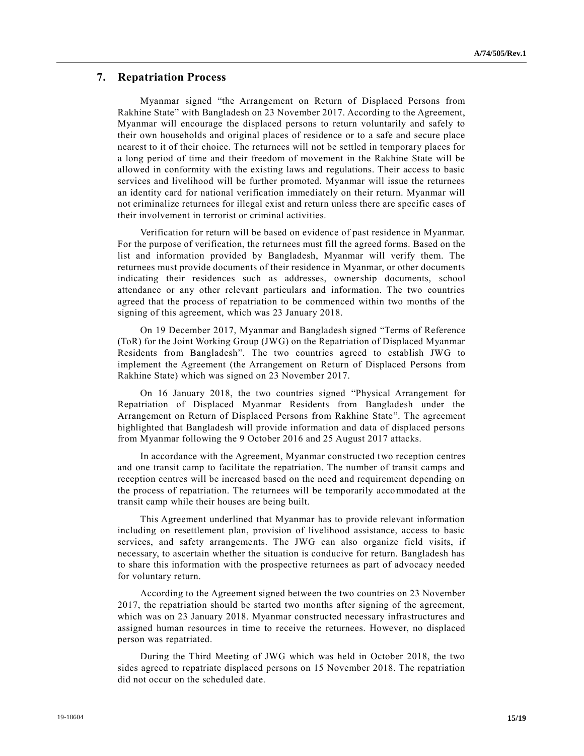## 7. Repatriation Process

Myanmar signed “the Arrangement on Return of Displaced Persons from Rakhine State” with Bangladesh on 23 November 2017. According to the Agreement, Myanmar will encourage the displaced persons to return voluntarily and safely to their own households and original places of residence or to a safe and secure place nearest to it of their choice. The returnees will not be settled in temporary places for a long period of time and their freedom of movement in the Rakhine State will be allowed in conformity with the existing laws and regulations. Their access to basic services and livelihood will be further promoted. Myanmar will issue the returnees an identity card for national verification immediately on their return. Myanmar will not criminalize returnees for illegal exist and return unless there are specific cases of their involvement in terrorist or criminal activities.

Verification for return will be based on evidence of past residence in Myanmar. For the purpose of verification, the returnees must fill the agreed forms. Based on the list and information provided by Bangladesh, Myanmar will verify them. The returnees must provide documents of their residence in Myanmar, or other documents indicating their residences such as addresses, ownership documents, school attendance or any other relevant particulars and information. The two countries agreed that the process of repatriation to be commenced within two months of the signing of this agreement, which was 23 January 2018.

On 19 December 2017, Myanmar and Bangladesh signed “Terms of Reference (ToR) for the Joint Working Group (JWG) on the Repatriation of Displaced Myanmar Residents from Bangladesh”. The two countries agreed to establish JWG to implement the Agreement (the Arrangement on Return of Displaced Persons from Rakhine State) which was signed on 23 November 2017.

On 16 January 2018, the two countries signed “Physical Arrangement for Repatriation of Displaced Myanmar Residents from Bangladesh under the Arrangement on Return of Displaced Persons from Rakhine State”. The agreement highlighted that Bangladesh will provide information and data of displaced persons from Myanmar following the 9 October 2016 and 25 August 2017 attacks.

In accordance with the Agreement, Myanmar constructed two reception centres and one transit camp to facilitate the repatriation. The number of transit camps and reception centres will be increased based on the need and requirement depending on the process of repatriation. The returnees will be temporarily accommodated at the transit camp while their houses are being built.

This Agreement underlined that Myanmar has to provide relevant information including on resettlement plan, provision of livelihood assistance, access to basic services, and safety arrangements. The JWG can also organize field visits, if necessary, to ascertain whether the situation is conducive for return. Bangladesh has to share this information with the prospective returnees as part of advocacy needed for voluntary return.

According to the Agreement signed between the two countries on 23 November 2017, the repatriation should be started two months after signing of the agreement, which was on 23 January 2018. Myanmar constructed necessary infrastructures and assigned human resources in time to receive the returnees. However, no displaced person was repatriated.

During the Third Meeting of JWG which was held in October 2018, the two sides agreed to repatriate displaced persons on 15 November 2018. The repatriation did not occur on the scheduled date.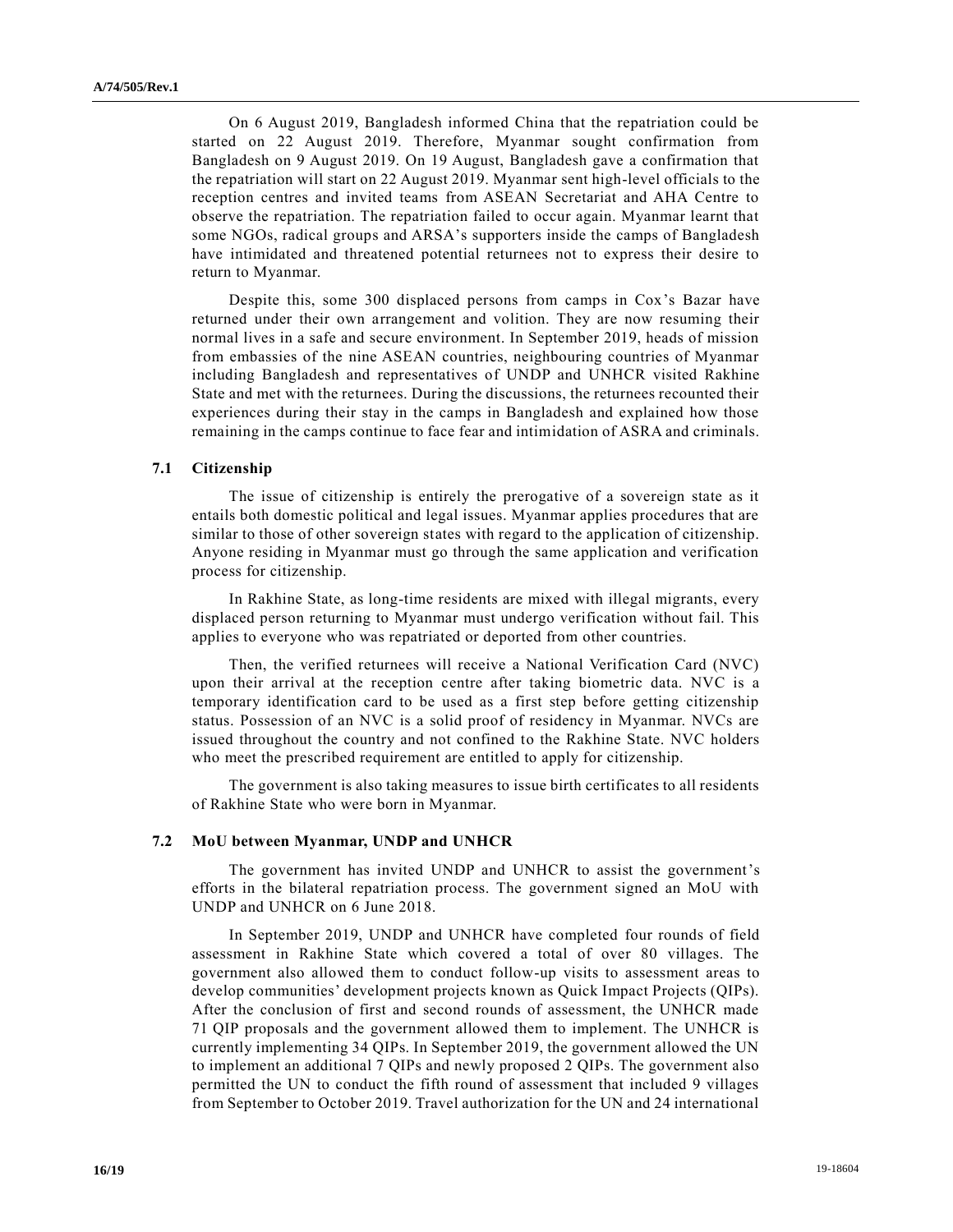On 6 August 2019, Bangladesh informed China that the repatriation could be started on 22 August 2019. Therefore, Myanmar sought confirmation from Bangladesh on 9 August 2019. On 19 August, Bangladesh gave a confirmation that the repatriation will start on 22 August 2019. Myanmar sent high-level officials to the reception centres and invited teams from ASEAN Secretariat and AHA Centre to observe the repatriation. The repatriation failed to occur again. Myanmar learnt that some NGOs, radical groups and ARSA's supporters inside the camps of Bangladesh have intimidated and threatened potential returnees not to express their desire to return to Myanmar.

Despite this, some 300 displaced persons from camps in Cox's Bazar have returned under their own arrangement and volition. They are now resuming their normal lives in a safe and secure environment. In September 2019, heads of mission from embassies of the nine ASEAN countries, neighbouring countries of Myanmar including Bangladesh and representatives of UNDP and UNHCR visited Rakhine State and met with the returnees. During the discussions, the returnees recounted their experiences during their stay in the camps in Bangladesh and explained how those remaining in the camps continue to face fear and intimidation of ASRA and criminals.

### 7.1 Citizenship

The issue of citizenship is entirely the prerogative of a sovereign state as it entails both domestic political and legal issues. Myanmar applies procedures that are similar to those of other sovereign states with regard to the application of citizenship. Anyone residing in Myanmar must go through the same application and verification process for citizenship.

In Rakhine State, as long-time residents are mixed with illegal migrants, every displaced person returning to Myanmar must undergo verification without fail. This applies to everyone who was repatriated or deported from other countries.

Then, the verified returnees will receive a National Verification Card (NVC) upon their arrival at the reception centre after taking biometric data. NVC is a temporary identification card to be used as a first step before getting citizenship status. Possession of an NVC is a solid proof of residency in Myanmar. NVCs are issued throughout the country and not confined to the Rakhine State. NVC holders who meet the prescribed requirement are entitled to apply for citizenship.

The government is also taking measures to issue birth certificates to all residents of Rakhine State who were born in Myanmar.

### 7.2 MoU between Myanmar, UNDP and UNHCR

The government has invited UNDP and UNHCR to assist the government's efforts in the bilateral repatriation process. The government signed an MoU with UNDP and UNHCR on 6 June 2018.

In September 2019, UNDP and UNHCR have completed four rounds of field assessment in Rakhine State which covered a total of over 80 villages. The government also allowed them to conduct follow-up visits to assessment areas to develop communities' development projects known as Quick Impact Projects (QIPs). After the conclusion of first and second rounds of assessment, the UNHCR made 71 QIP proposals and the government allowed them to implement. The UNHCR is currently implementing 34 QIPs. In September 2019, the government allowed the UN to implement an additional 7 QIPs and newly proposed 2 QIPs. The government also permitted the UN to conduct the fifth round of assessment that included 9 villages from September to October 2019. Travel authorization for the UN and 24 international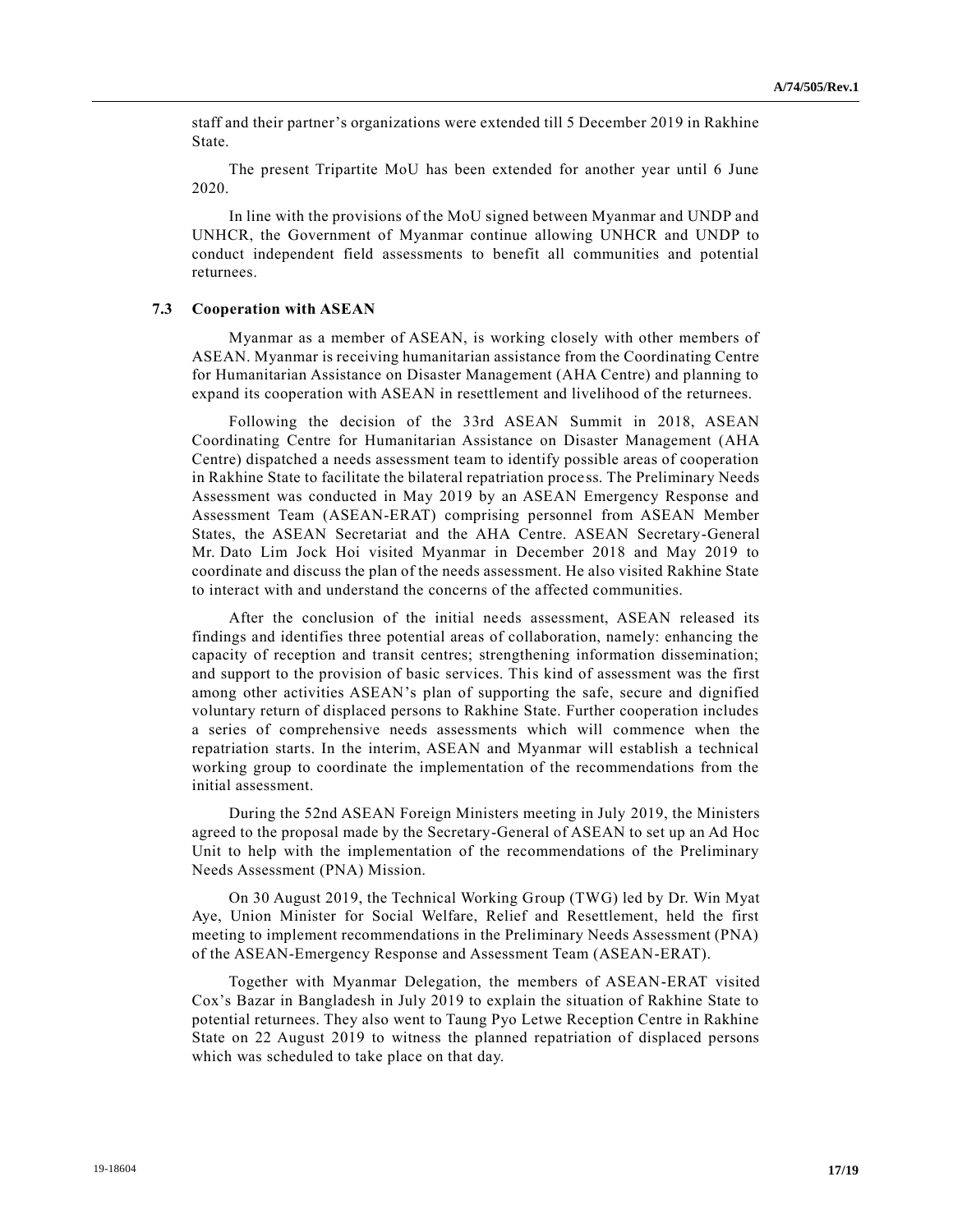staff and their partner's organizations were extended till 5 December 2019 in Rakhine State.

The present Tripartite MoU has been extended for another year until 6 June 2020.

In line with the provisions of the MoU signed between Myanmar and UNDP and UNHCR, the Government of Myanmar continue allowing UNHCR and UNDP to conduct independent field assessments to benefit all communities and potential returnees.

### 7.3 Cooperation with ASEAN

Myanmar as a member of ASEAN, is working closely with other members of ASEAN. Myanmar is receiving humanitarian assistance from the Coordinating Centre for Humanitarian Assistance on Disaster Management (AHA Centre) and planning to expand its cooperation with ASEAN in resettlement and livelihood of the returnees.

Following the decision of the 33rd ASEAN Summit in 2018, ASEAN Coordinating Centre for Humanitarian Assistance on Disaster Management (AHA Centre) dispatched a needs assessment team to identify possible areas of cooperation in Rakhine State to facilitate the bilateral repatriation process. The Preliminary Needs Assessment was conducted in May 2019 by an ASEAN Emergency Response and Assessment Team (ASEAN-ERAT) comprising personnel from ASEAN Member States, the ASEAN Secretariat and the AHA Centre. ASEAN Secretary-General Mr. Dato Lim Jock Hoi visited Myanmar in December 2018 and May 2019 to coordinate and discuss the plan of the needs assessment. He also visited Rakhine State to interact with and understand the concerns of the affected communities.

After the conclusion of the initial needs assessment, ASEAN released its findings and identifies three potential areas of collaboration, namely: enhancing the capacity of reception and transit centres; strengthening information dissemination; and support to the provision of basic services. This kind of assessment was the first among other activities ASEAN's plan of supporting the safe, secure and dignified voluntary return of displaced persons to Rakhine State. Further cooperation includes a series of comprehensive needs assessments which will commence when the repatriation starts. In the interim, ASEAN and Myanmar will establish a technical working group to coordinate the implementation of the recommendations from the initial assessment.

During the 52nd ASEAN Foreign Ministers meeting in July 2019, the Ministers agreed to the proposal made by the Secretary-General of ASEAN to set up an Ad Hoc Unit to help with the implementation of the recommendations of the Preliminary Needs Assessment (PNA) Mission.

On 30 August 2019, the Technical Working Group (TWG) led by Dr. Win Myat Aye, Union Minister for Social Welfare, Relief and Resettlement, held the first meeting to implement recommendations in the Preliminary Needs Assessment (PNA) of the ASEAN-Emergency Response and Assessment Team (ASEAN-ERAT).

Together with Myanmar Delegation, the members of ASEAN-ERAT visited Cox's Bazar in Bangladesh in July 2019 to explain the situation of Rakhine State to potential returnees. They also went to Taung Pyo Letwe Reception Centre in Rakhine State on 22 August 2019 to witness the planned repatriation of displaced persons which was scheduled to take place on that day.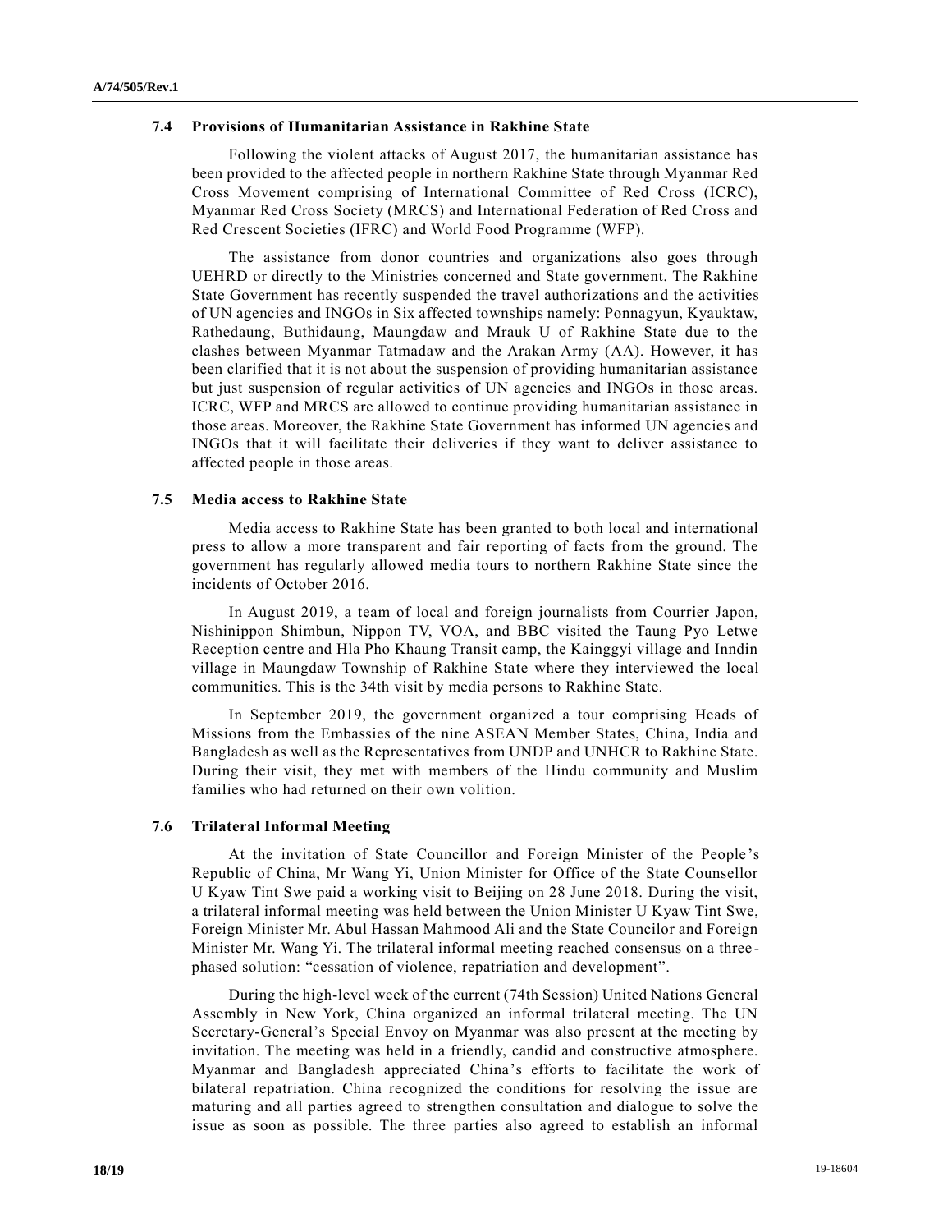### 7.4 Provisions of Humanitarian Assistance in Rakhine State

Following the violent attacks of August 2017, the humanitarian assistance has been provided to the affected people in northern Rakhine State through Myanmar Red Cross Movement comprising of International Committee of Red Cross (ICRC), Myanmar Red Cross Society (MRCS) and International Federation of Red Cross and Red Crescent Societies (IFRC) and World Food Programme (WFP).

The assistance from donor countries and organizations also goes through UEHRD or directly to the Ministries concerned and State government. The Rakhine State Government has recently suspended the travel authorizations and the activities of UN agencies and INGOs in Six affected townships namely: Ponnagyun, Kyauktaw, Rathedaung, Buthidaung, Maungdaw and Mrauk U of Rakhine State due to the clashes between Myanmar Tatmadaw and the Arakan Army (AA). However, it has been clarified that it is not about the suspension of providing humanitarian assistance but just suspension of regular activities of UN agencies and INGOs in those areas. ICRC, WFP and MRCS are allowed to continue providing humanitarian assistance in those areas. Moreover, the Rakhine State Government has informed UN agencies and INGOs that it will facilitate their deliveries if they want to deliver assistance to affected people in those areas.

### 7.5 Media access to Rakhine State

Media access to Rakhine State has been granted to both local and international press to allow a more transparent and fair reporting of facts from the ground. The government has regularly allowed media tours to northern Rakhine State since the incidents of October 2016.

In August 2019, a team of local and foreign journalists from Courrier Japon, Nishinippon Shimbun, Nippon TV, VOA, and BBC visited the Taung Pyo Letwe Reception centre and Hla Pho Khaung Transit camp, the Kainggyi village and Inndin village in Maungdaw Township of Rakhine State where they interviewed the local communities. This is the 34th visit by media persons to Rakhine State.

In September 2019, the government organized a tour comprising Heads of Missions from the Embassies of the nine ASEAN Member States, China, India and Bangladesh as well as the Representatives from UNDP and UNHCR to Rakhine State. During their visit, they met with members of the Hindu community and Muslim families who had returned on their own volition.

### 7.6 Trilateral Informal Meeting

At the invitation of State Councillor and Foreign Minister of the People's Republic of China, Mr Wang Yi, Union Minister for Office of the State Counsellor U Kyaw Tint Swe paid a working visit to Beijing on 28 June 2018. During the visit, a trilateral informal meeting was held between the Union Minister U Kyaw Tint Swe, Foreign Minister Mr. Abul Hassan Mahmood Ali and the State Councilor and Foreign Minister Mr. Wang Yi. The trilateral informal meeting reached consensus on a three-phased solution: "cessation of violence, repatriation and development".

During the high-level week of the current (74th Session) United Nations General Assembly in New York, China organized an informal trilateral meeting. The UN Secretary-General's Special Envoy on Myanmar was also present at the meeting by invitation. The meeting was held in a friendly, candid and constructive atmosphere. Myanmar and Bangladesh appreciated China's efforts to facilitate the work of bilateral repatriation. China recognized the conditions for resolving the issue are maturing and all parties agreed to strengthen consultation and dialogue to solve the issue as soon as possible. The three parties also agreed to establish an informal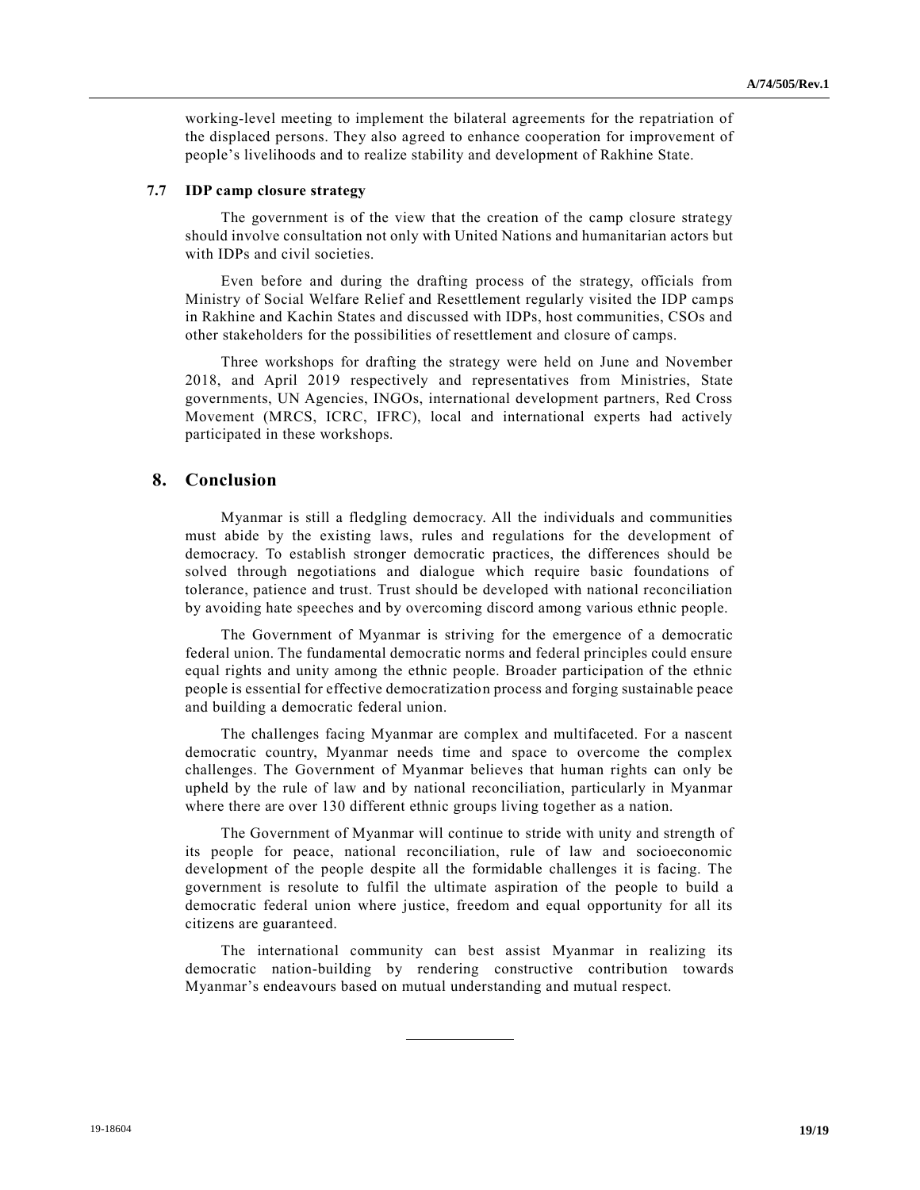working-level meeting to implement the bilateral agreements for the repatriation of the displaced persons. They also agreed to enhance cooperation for improvement of people's livelihoods and to realize stability and development of Rakhine State.

### 7.7 IDP camp closure strategy

The government is of the view that the creation of the camp closure strategy should involve consultation not only with United Nations and humanitarian actors but with IDPs and civil societies.

Even before and during the drafting process of the strategy, officials from Ministry of Social Welfare Relief and Resettlement regularly visited the IDP camps in Rakhine and Kachin States and discussed with IDPs, host communities, CSOs and other stakeholders for the possibilities of resettlement and closure of camps.

Three workshops for drafting the strategy were held on June and November 2018, and April 2019 respectively and representatives from Ministries, State governments, UN Agencies, INGOs, international development partners, Red Cross Movement (MRCS, ICRC, IFRC), local and international experts had actively participated in these workshops.

## 8. Conclusion

Myanmar is still a fledgling democracy. All the individuals and communities must abide by the existing laws, rules and regulations for the development of democracy. To establish stronger democratic practices, the differences should be solved through negotiations and dialogue which require basic foundations of tolerance, patience and trust. Trust should be developed with national reconciliation by avoiding hate speeches and by overcoming discord among various ethnic people.

The Government of Myanmar is striving for the emergence of a democratic federal union. The fundamental democratic norms and federal principles could ensure equal rights and unity among the ethnic people. Broader participation of the ethnic people is essential for effective democratization process and forging sustainable peace and building a democratic federal union.

The challenges facing Myanmar are complex and multifaceted. For a nascent democratic country, Myanmar needs time and space to overcome the complex challenges. The Government of Myanmar believes that human rights can only be upheld by the rule of law and by national reconciliation, particularly in Myanmar where there are over 130 different ethnic groups living together as a nation.

The Government of Myanmar will continue to stride with unity and strength of its people for peace, national reconciliation, rule of law and socioeconomic development of the people despite all the formidable challenges it is facing. The government is resolute to fulfil the ultimate aspiration of the people to build a democratic federal union where justice, freedom and equal opportunity for all its citizens are guaranteed.

The international community can best assist Myanmar in realizing its democratic nation-building by rendering constructive contribution towards Myanmar's endeavours based on mutual understanding and mutual respect.